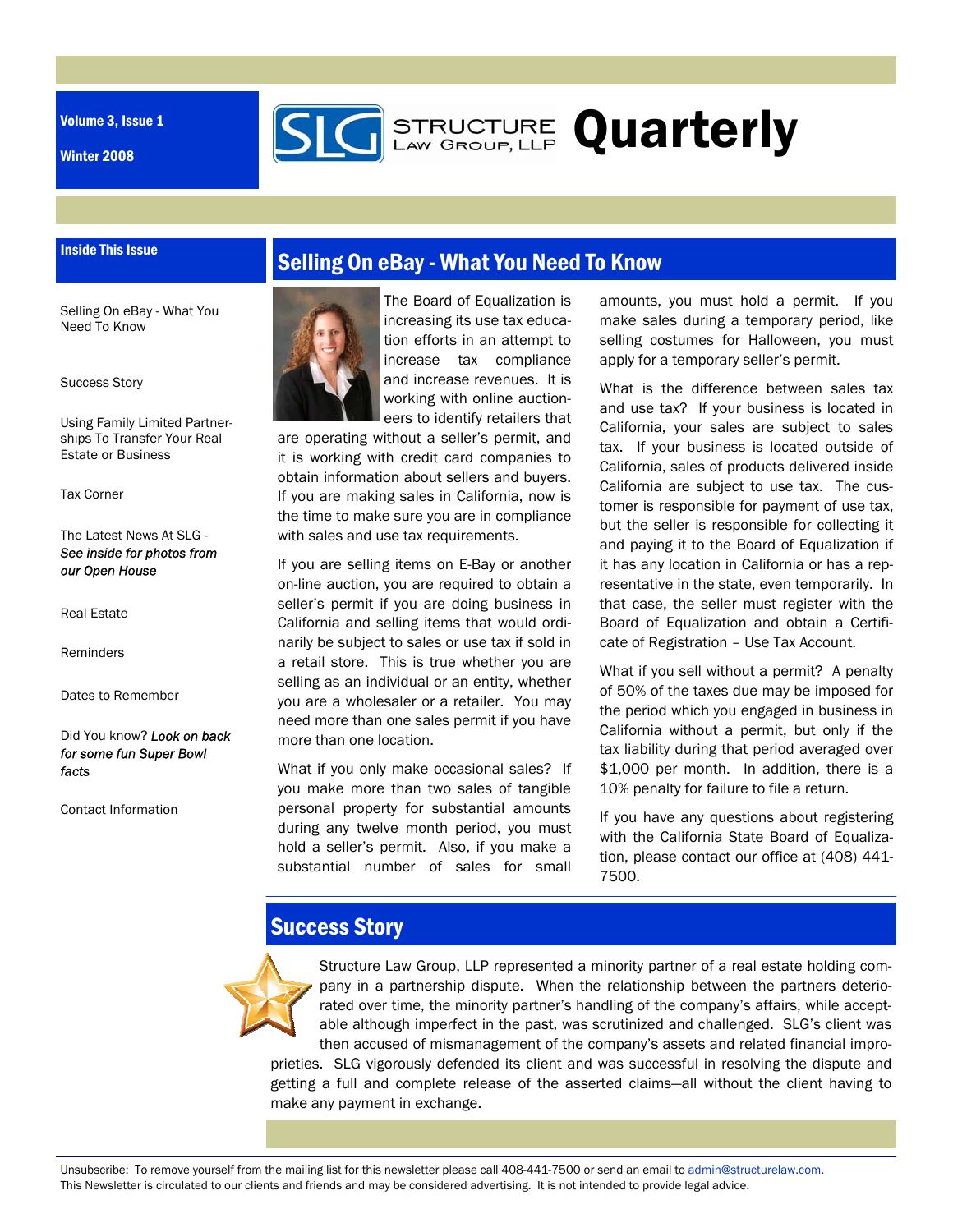Volume 3, Issue 1

Winter 2008

# STRUCTURE LAW GROUP, LLP Quarterly

## Inside This Issue

- Selling On eBay - What You Need To Know
- Success Story
- Using Family Limited Partnerships To Transfer Your Real Estate or Business
- Tax Corner
- The Latest News At SLG - *See inside for photos from our Open House*
- Real Estate
- Reminders
- Dates to Remember
- Did You know? *Look on back for some fun Super Bowl facts*
- Contact Information

## Selling On eBay - What You Need To Know

The Board of Equalization is increasing its use tax education efforts in an attempt to increase tax compliance and increase revenues. It is working with online auctioneers to identify retailers that are operating without a seller's permit, and it is working with credit card companies to obtain information about sellers and buyers. If you are making sales in California, now is the time to make sure you are in compliance with sales and use tax requirements.

If you are selling items on E-Bay or another on-line auction, you are required to obtain a seller's permit if you are doing business in California and selling items that would ordinarily be subject to sales or use tax if sold in a retail store. This is true whether you are selling as an individual or an entity, whether you are a wholesaler or a retailer. You may need more than one sales permit if you have more than one location.

What if you only make occasional sales? If you make more than two sales of tangible personal property for substantial amounts during any twelve month period, you must hold a seller's permit. Also, if you make a substantial number of sales for small amounts, you must hold a permit. If you make sales during a temporary period, like selling costumes for Halloween, you must apply for a temporary seller's permit.

What is the difference between sales tax and use tax? If your business is located in California, your sales are subject to sales tax. If your business is located outside of California, sales of products delivered inside California are subject to use tax. The customer is responsible for payment of use tax, but the seller is responsible for collecting it and paying it to the Board of Equalization if it has any location in California or has a representative in the state, even temporarily. In that case, the seller must register with the Board of Equalization and obtain a Certificate of Registration – Use Tax Account.

What if you sell without a permit? A penalty of 50% of the taxes due may be imposed for the period which you engaged in business in California without a permit, but only if the tax liability during that period averaged over $1,000 per month. In addition, there is a 10% penalty for failure to file a return.

If you have any questions about registering with the California State Board of Equalization, please contact our office at (408) 441-7500.

## Success Story

Structure Law Group, LLP represented a minority partner of a real estate holding company in a partnership dispute. When the relationship between the partners deteriorated over time, the minority partner's handling of the company's affairs, while acceptable although imperfect in the past, was scrutinized and challenged. SLG's client was then accused of mismanagement of the company's assets and related financial improprieties. SLG vigorously defended its client and was successful in resolving the dispute and getting a full and complete release of the asserted claims—all without the client having to make any payment in exchange.

Unsubscribe: To remove yourself from the mailing list for this newsletter please call 408-441-7500 or send an email to admin@structurelaw.com.
This Newsletter is circulated to our clients and friends and may be considered advertising. It is not intended to provide legal advice.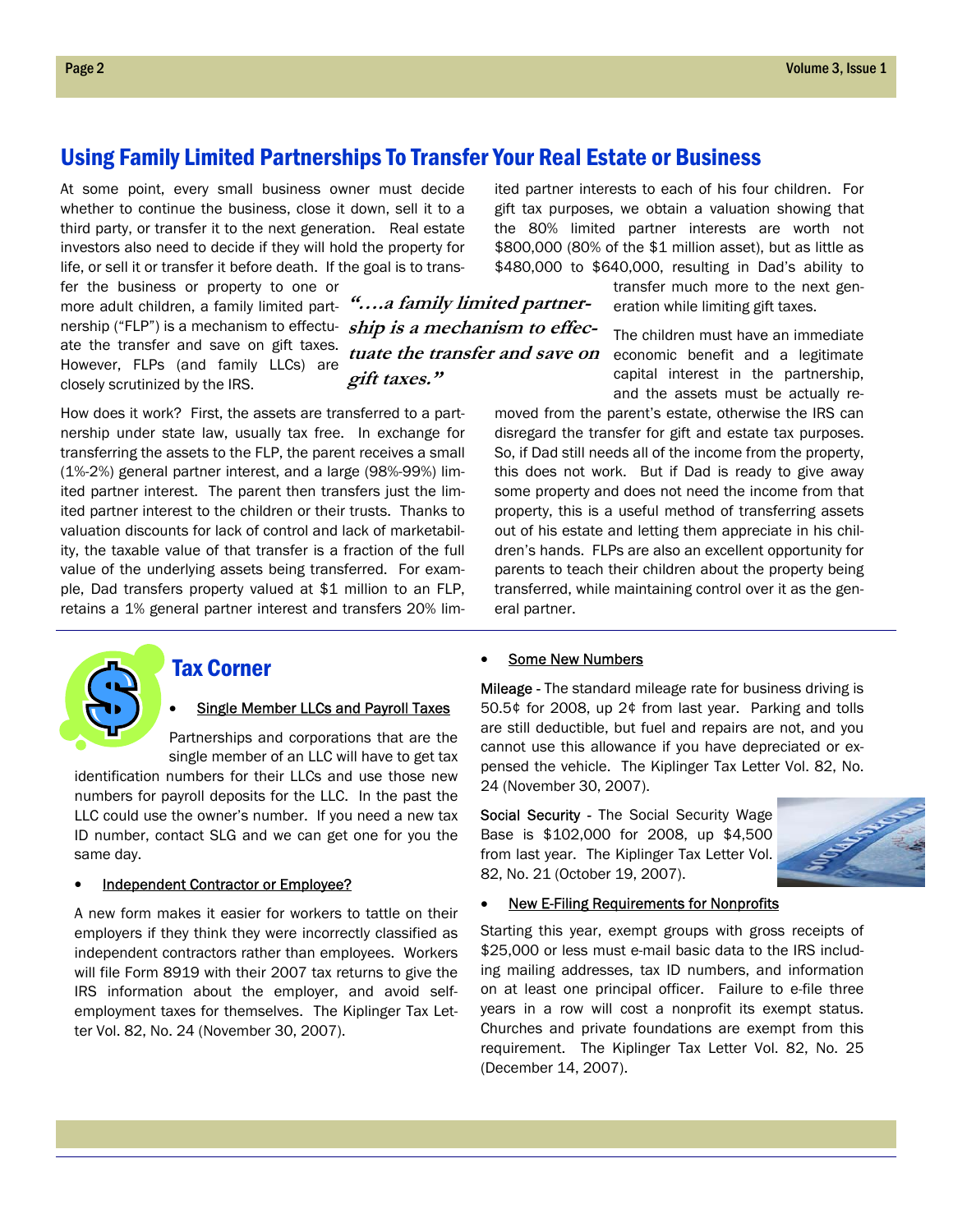## Using Family Limited Partnerships To Transfer Your Real Estate or Business

At some point, every small business owner must decide whether to continue the business, close it down, sell it to a third party, or transfer it to the next generation. Real estate investors also need to decide if they will hold the property for life, or sell it or transfer it before death. If the goal is to transfer the business or property to one or more adult children, a family limited partnership ("FLP") is a mechanism to effectuate the transfer and save on gift taxes. However, FLPs (and family LLCs) are closely scrutinized by the IRS.

> ***"….a family limited partnership is a mechanism to effectuate the transfer and save on gift taxes."***

How does it work? First, the assets are transferred to a partnership under state law, usually tax free. In exchange for transferring the assets to the FLP, the parent receives a small (1%-2%) general partner interest, and a large (98%-99%) limited partner interest. The parent then transfers just the limited partner interest to the children or their trusts. Thanks to valuation discounts for lack of control and lack of marketability, the taxable value of that transfer is a fraction of the full value of the underlying assets being transferred. For example, Dad transfers property valued at $1 million to an FLP, retains a 1% general partner interest and transfers 20% limited partner interests to each of his four children. For gift tax purposes, we obtain a valuation showing that the 80% limited partner interests are worth not $800,000 (80% of the $1 million asset), but as little as $480,000 to $640,000, resulting in Dad's ability to transfer much more to the next generation while limiting gift taxes.

The children must have an immediate economic benefit and a legitimate capital interest in the partnership, and the assets must be actually removed from the parent's estate, otherwise the IRS can disregard the transfer for gift and estate tax purposes. So, if Dad still needs all of the income from the property, this does not work. But if Dad is ready to give away some property and does not need the income from that property, this is a useful method of transferring assets out of his estate and letting them appreciate in his children's hands. FLPs are also an excellent opportunity for parents to teach their children about the property being transferred, while maintaining control over it as the general partner.

## Tax Corner

- **Single Member LLCs and Payroll Taxes**

Partnerships and corporations that are the single member of an LLC will have to get tax identification numbers for their LLCs and use those new numbers for payroll deposits for the LLC. In the past the LLC could use the owner's number. If you need a new tax ID number, contact SLG and we can get one for you the same day.

- **Independent Contractor or Employee?**

A new form makes it easier for workers to tattle on their employers if they think they were incorrectly classified as independent contractors rather than employees. Workers will file Form 8919 with their 2007 tax returns to give the IRS information about the employer, and avoid self-employment taxes for themselves. The Kiplinger Tax Letter Vol. 82, No. 24 (November 30, 2007).

- **Some New Numbers**

Mileage - The standard mileage rate for business driving is 50.5¢ for 2008, up 2¢ from last year. Parking and tolls are still deductible, but fuel and repairs are not, and you cannot use this allowance if you have depreciated or expensed the vehicle. The Kiplinger Tax Letter Vol. 82, No. 24 (November 30, 2007).

Social Security - The Social Security Wage Base is $102,000 for 2008, up $4,500 from last year. The Kiplinger Tax Letter Vol. 82, No. 21 (October 19, 2007).

- **New E-Filing Requirements for Nonprofits**

Starting this year, exempt groups with gross receipts of $25,000 or less must e-mail basic data to the IRS including mailing addresses, tax ID numbers, and information on at least one principal officer. Failure to e-file three years in a row will cost a nonprofit its exempt status. Churches and private foundations are exempt from this requirement. The Kiplinger Tax Letter Vol. 82, No. 25 (December 14, 2007).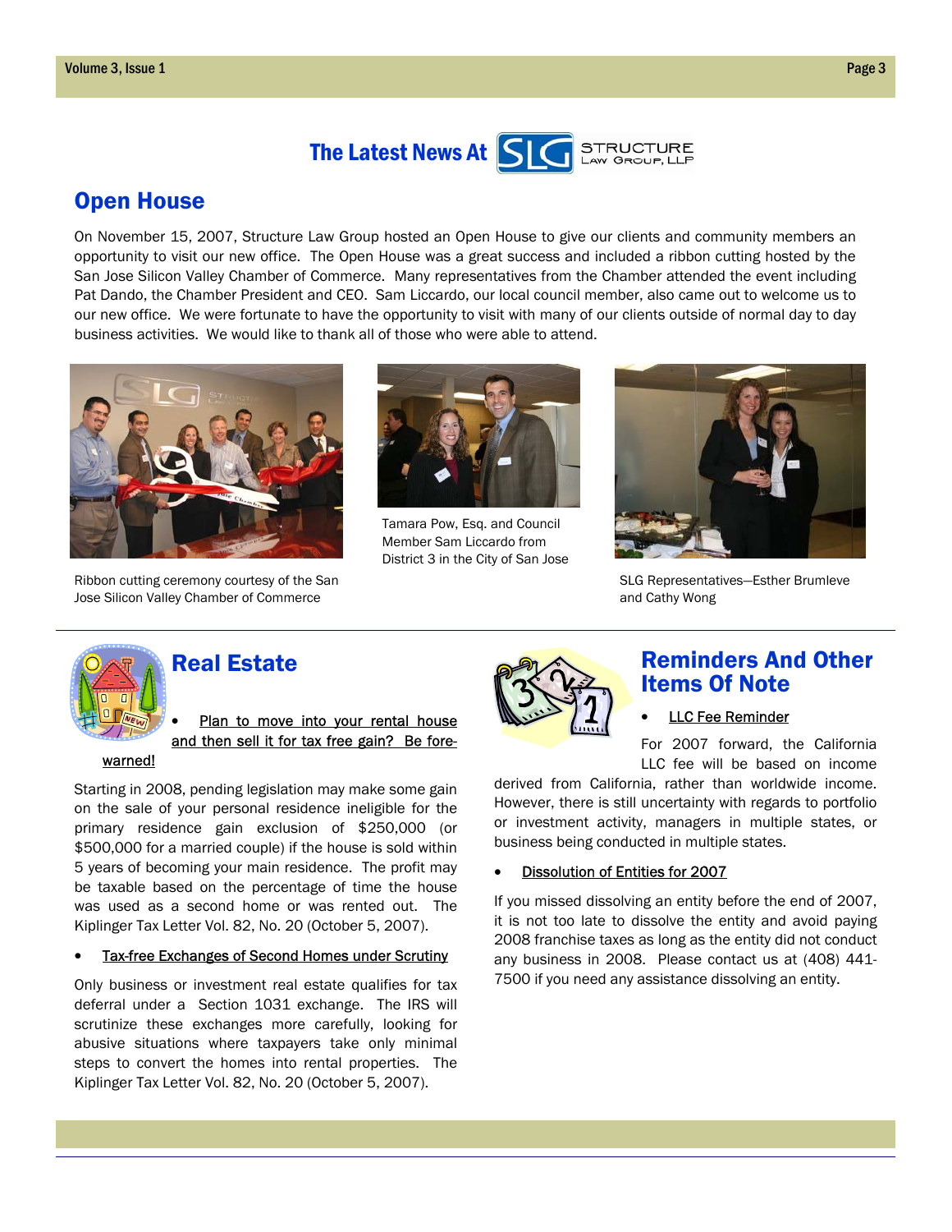# The Latest News At SLG Structure Law Group, LLP

## Open House

On November 15, 2007, Structure Law Group hosted an Open House to give our clients and community members an opportunity to visit our new office. The Open House was a great success and included a ribbon cutting hosted by the San Jose Silicon Valley Chamber of Commerce. Many representatives from the Chamber attended the event including Pat Dando, the Chamber President and CEO. Sam Liccardo, our local council member, also came out to welcome us to our new office. We were fortunate to have the opportunity to visit with many of our clients outside of normal day to day business activities. We would like to thank all of those who were able to attend.

Ribbon cutting ceremony courtesy of the San Jose Silicon Valley Chamber of Commerce

Tamara Pow, Esq. and Council Member Sam Liccardo from District 3 in the City of San Jose

SLG Representatives—Esther Brumleve and Cathy Wong

## Real Estate

- Plan to move into your rental house and then sell it for tax free gain? Be forewarned!

Starting in 2008, pending legislation may make some gain on the sale of your personal residence ineligible for the primary residence gain exclusion of $250,000 (or $500,000 for a married couple) if the house is sold within 5 years of becoming your main residence. The profit may be taxable based on the percentage of time the house was used as a second home or was rented out. The Kiplinger Tax Letter Vol. 82, No. 20 (October 5, 2007).

- Tax-free Exchanges of Second Homes under Scrutiny

Only business or investment real estate qualifies for tax deferral under a Section 1031 exchange. The IRS will scrutinize these exchanges more carefully, looking for abusive situations where taxpayers take only minimal steps to convert the homes into rental properties. The Kiplinger Tax Letter Vol. 82, No. 20 (October 5, 2007).

## Reminders And Other Items Of Note

- LLC Fee Reminder

For 2007 forward, the California LLC fee will be based on income derived from California, rather than worldwide income. However, there is still uncertainty with regards to portfolio or investment activity, managers in multiple states, or business being conducted in multiple states.

- Dissolution of Entities for 2007

If you missed dissolving an entity before the end of 2007, it is not too late to dissolve the entity and avoid paying 2008 franchise taxes as long as the entity did not conduct any business in 2008. Please contact us at (408) 441-7500 if you need any assistance dissolving an entity.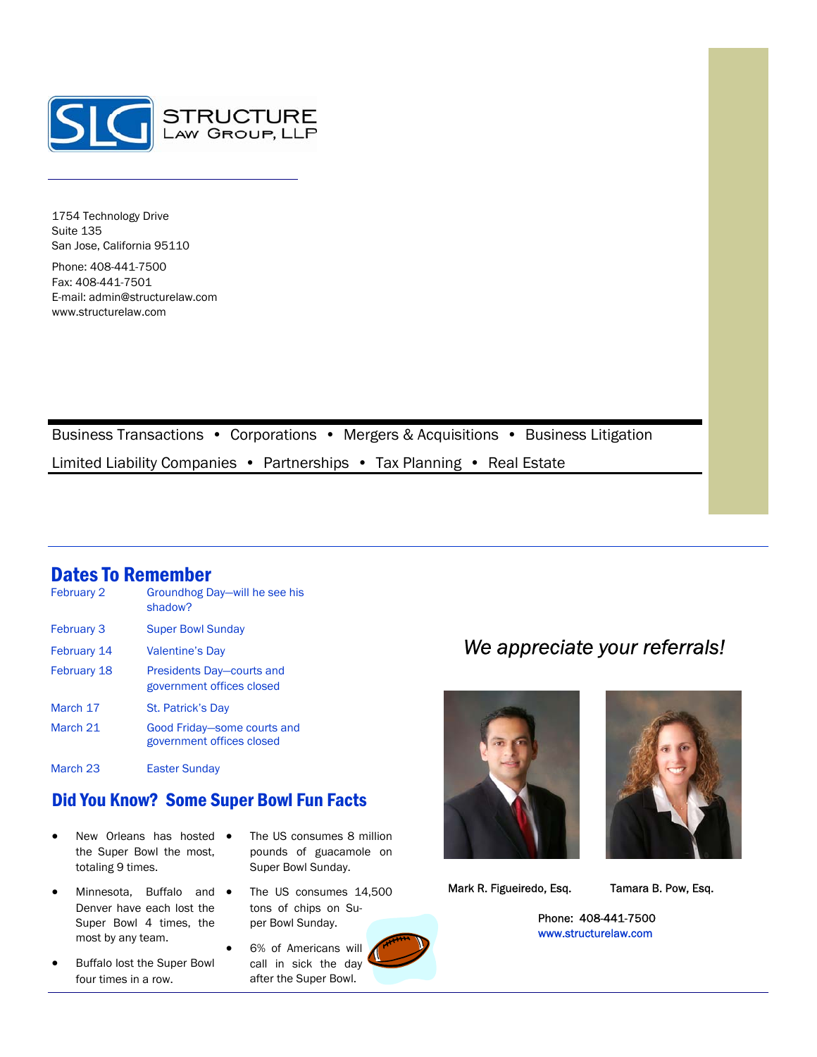**STRUCTURE LAW GROUP, LLP**

1754 Technology Drive
Suite 135
San Jose, California 95110

Phone: 408-441-7500
Fax: 408-441-7501
E-mail: admin@structurelaw.com
www.structurelaw.com

Business Transactions • Corporations • Mergers & Acquisitions • Business Litigation
Limited Liability Companies • Partnerships • Tax Planning • Real Estate

## Dates To Remember

| | |
|---|---|
| February 2 | Groundhog Day—will he see his shadow? |
| February 3 | Super Bowl Sunday |
| February 14 | Valentine's Day |
| February 18 | Presidents Day—courts and government offices closed |
| March 17 | St. Patrick's Day |
| March 21 | Good Friday—some courts and government offices closed |
| March 23 | Easter Sunday |

## Did You Know? Some Super Bowl Fun Facts

- New Orleans has hosted the Super Bowl the most, totaling 9 times.
- Minnesota, Buffalo and Denver have each lost the Super Bowl 4 times, the most by any team.
- Buffalo lost the Super Bowl four times in a row.
- The US consumes 8 million pounds of guacamole on Super Bowl Sunday.
- The US consumes 14,500 tons of chips on Super Bowl Sunday.
- 6% of Americans will call in sick the day after the Super Bowl.

*We appreciate your referrals!*

Mark R. Figueiredo, Esq.

Tamara B. Pow, Esq.

Phone: 408-441-7500
www.structurelaw.com